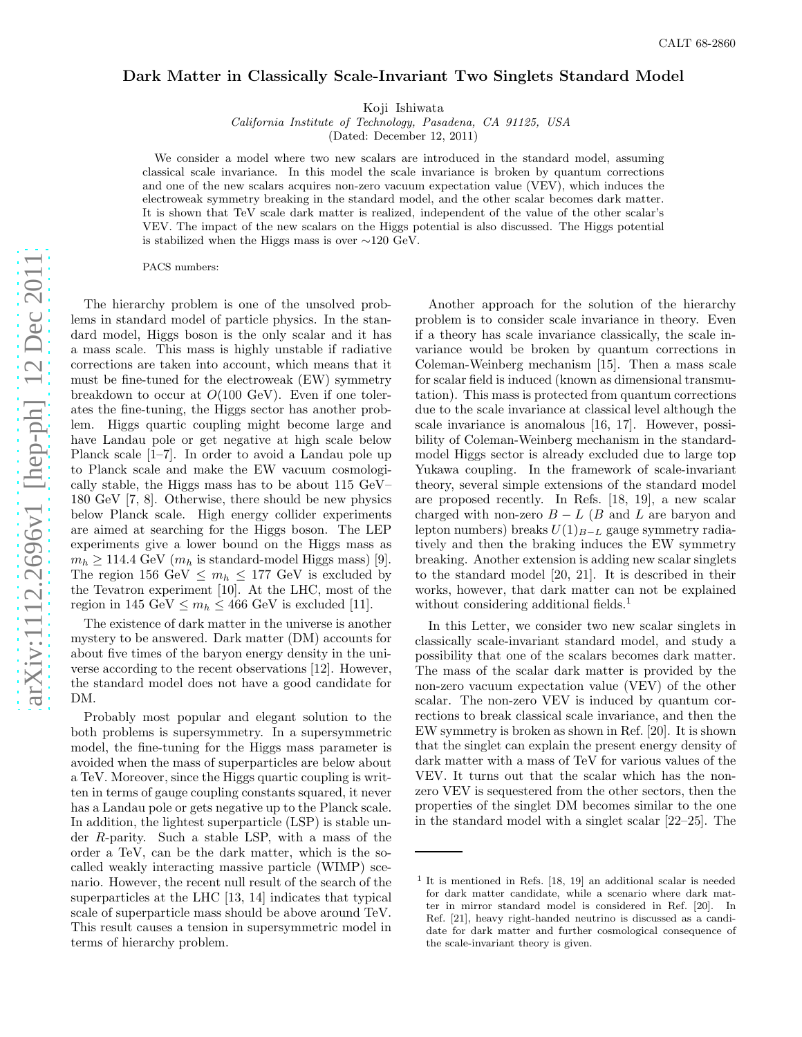CALT 68-2860

# Dark Matter in Classically Scale-Invariant Two Singlets Standard Model

Koji Ishiwata

*California Institute of Technology, Pasadena, CA 91125, USA*

(Dated: December 12, 2011)

We consider a model where two new scalars are introduced in the standard model, assuming classical scale invariance. In this model the scale invariance is broken by quantum corrections and one of the new scalars acquires non-zero vacuum expectation value (VEV), which induces the electroweak symmetry breaking in the standard model, and the other scalar becomes dark matter. It is shown that TeV scale dark matter is realized, independent of the value of the other scalar's VEV. The impact of the new scalars on the Higgs potential is also discussed. The Higgs potential is stabilized when the Higgs mass is over ∼120 GeV.

PACS numbers:

The hierarchy problem is one of the unsolved problems in standard model of particle physics. In the standard model, Higgs boson is the only scalar and it has a mass scale. This mass is highly unstable if radiative corrections are taken into account, which means that it must be fine-tuned for the electroweak (EW) symmetry breakdown to occur at $O(100\text{ GeV})$. Even if one tolerates the fine-tuning, the Higgs sector has another problem. Higgs quartic coupling might become large and have Landau pole or get negative at high scale below Planck scale [1–7]. In order to avoid a Landau pole up to Planck scale and make the EW vacuum cosmologically stable, the Higgs mass has to be about 115 GeV–180 GeV [7, 8]. Otherwise, there should be new physics below Planck scale. High energy collider experiments are aimed at searching for the Higgs boson. The LEP experiments give a lower bound on the Higgs mass as $m_h \geq 114.4$ GeV ($m_h$ is standard-model Higgs mass) [9]. The region 156 GeV $\leq m_h \leq$ 177 GeV is excluded by the Tevatron experiment [10]. At the LHC, most of the region in 145 GeV $\leq m_h \leq$ 466 GeV is excluded [11].

The existence of dark matter in the universe is another mystery to be answered. Dark matter (DM) accounts for about five times of the baryon energy density in the universe according to the recent observations [12]. However, the standard model does not have a good candidate for DM.

Probably most popular and elegant solution to the both problems is supersymmetry. In a supersymmetric model, the fine-tuning for the Higgs mass parameter is avoided when the mass of superparticles are below about a TeV. Moreover, since the Higgs quartic coupling is written in terms of gauge coupling constants squared, it never has a Landau pole or gets negative up to the Planck scale. In addition, the lightest superparticle (LSP) is stable under $R$-parity. Such a stable LSP, with a mass of the order a TeV, can be the dark matter, which is the so-called weakly interacting massive particle (WIMP) scenario. However, the recent null result of the search of the superparticles at the LHC [13, 14] indicates that typical scale of superparticle mass should be above around TeV. This result causes a tension in supersymmetric model in terms of hierarchy problem.

Another approach for the solution of the hierarchy problem is to consider scale invariance in theory. Even if a theory has scale invariance classically, the scale invariance would be broken by quantum corrections in Coleman-Weinberg mechanism [15]. Then a mass scale for scalar field is induced (known as dimensional transmutation). This mass is protected from quantum corrections due to the scale invariance at classical level although the scale invariance is anomalous [16, 17]. However, possibility of Coleman-Weinberg mechanism in the standard-model Higgs sector is already excluded due to large top Yukawa coupling. In the framework of scale-invariant theory, several simple extensions of the standard model are proposed recently. In Refs. [18, 19], a new scalar charged with non-zero $B - L$ ($B$ and $L$ are baryon and lepton numbers) breaks $U(1)_{B-L}$ gauge symmetry radiatively and then the braking induces the EW symmetry breaking. Another extension is adding new scalar singlets to the standard model [20, 21]. It is described in their works, however, that dark matter can not be explained without considering additional fields.[1]

In this Letter, we consider two new scalar singlets in classically scale-invariant standard model, and study a possibility that one of the scalars becomes dark matter. The mass of the scalar dark matter is provided by the non-zero vacuum expectation value (VEV) of the other scalar. The non-zero VEV is induced by quantum corrections to break classical scale invariance, and then the EW symmetry is broken as shown in Ref. [20]. It is shown that the singlet can explain the present energy density of dark matter with a mass of TeV for various values of the VEV. It turns out that the scalar which has the non-zero VEV is sequestered from the other sectors, then the properties of the singlet DM becomes similar to the one in the standard model with a singlet scalar [22–25]. The

[1] It is mentioned in Refs. [18, 19] an additional scalar is needed for dark matter candidate, while a scenario where dark matter in mirror standard model is considered in Ref. [20]. In Ref. [21], heavy right-handed neutrino is discussed as a candidate for dark matter and further cosmological consequence of the scale-invariant theory is given.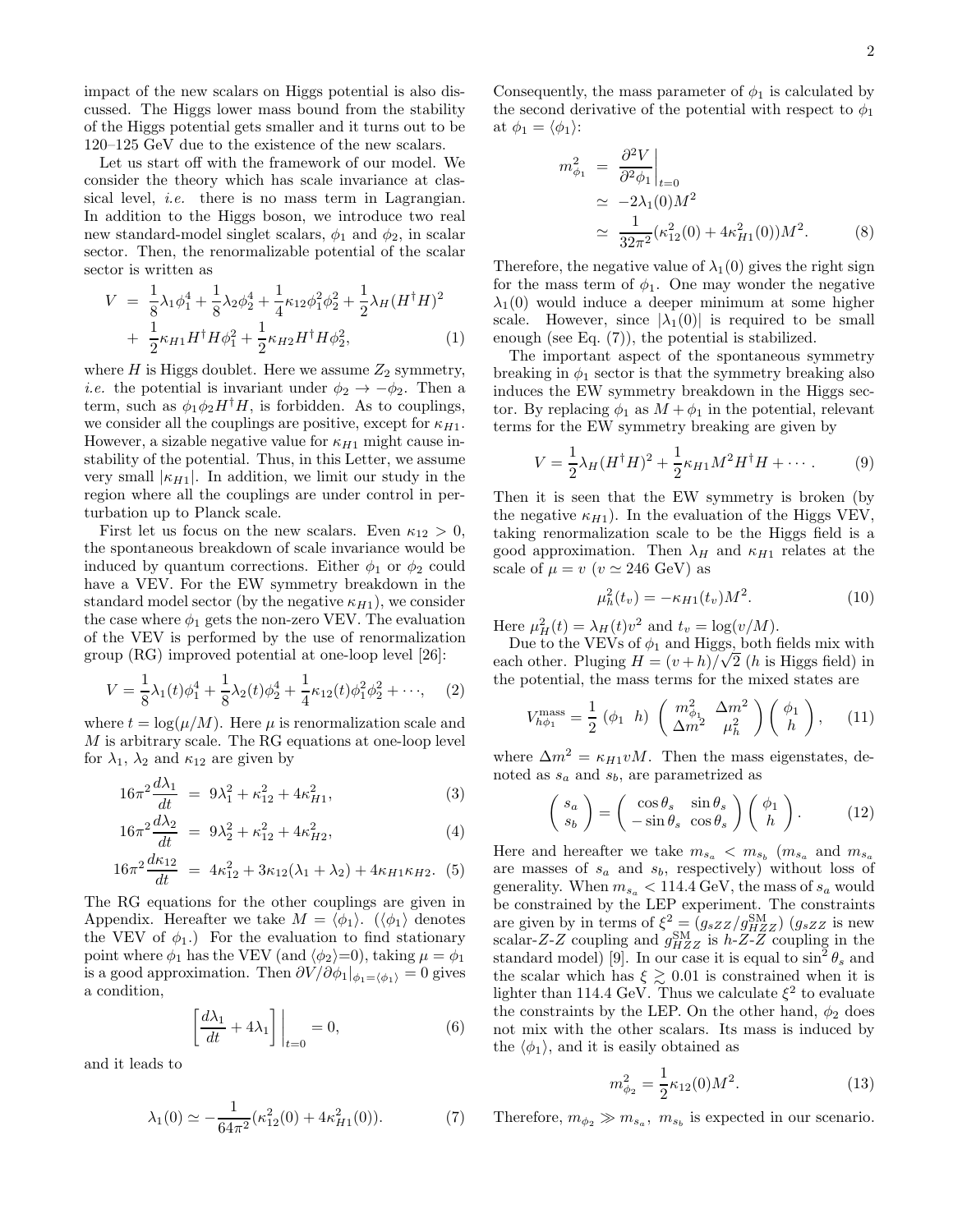impact of the new scalars on Higgs potential is also discussed. The Higgs lower mass bound from the stability of the Higgs potential gets smaller and it turns out to be 120–125 GeV due to the existence of the new scalars.

Let us start off with the framework of our model. We consider the theory which has scale invariance at classical level, *i.e.* there is no mass term in Lagrangian. In addition to the Higgs boson, we introduce two real new standard-model singlet scalars, $\phi_1$ and $\phi_2$, in scalar sector. Then, the renormalizable potential of the scalar sector is written as

$$V = \frac{1}{8}\lambda_1\phi_1^4 + \frac{1}{8}\lambda_2\phi_2^4 + \frac{1}{4}\kappa_{12}\phi_1^2\phi_2^2 + \frac{1}{2}\lambda_H(H^\dagger H)^2 + \frac{1}{2}\kappa_{H1}H^\dagger H\phi_1^2 + \frac{1}{2}\kappa_{H2}H^\dagger H\phi_2^2, \tag{1}$$

where $H$ is Higgs doublet. Here we assume $Z_2$ symmetry, *i.e.* the potential is invariant under $\phi_2 \to -\phi_2$. Then a term, such as $\phi_1\phi_2 H^\dagger H$, is forbidden. As to couplings, we consider all the couplings are positive, except for $\kappa_{H1}$. However, a sizable negative value for $\kappa_{H1}$ might cause instability of the potential. Thus, in this Letter, we assume very small $|\kappa_{H1}|$. In addition, we limit our study in the region where all the couplings are under control in perturbation up to Planck scale.

First let us focus on the new scalars. Even $\kappa_{12} > 0$, the spontaneous breakdown of scale invariance would be induced by quantum corrections. Either $\phi_1$ or $\phi_2$ could have a VEV. For the EW symmetry breakdown in the standard model sector (by the negative $\kappa_{H1}$), we consider the case where $\phi_1$ gets the non-zero VEV. The evaluation of the VEV is performed by the use of renormalization group (RG) improved potential at one-loop level [26]:

$$V = \frac{1}{8}\lambda_1(t)\phi_1^4 + \frac{1}{8}\lambda_2(t)\phi_2^4 + \frac{1}{4}\kappa_{12}(t)\phi_1^2\phi_2^2 + \cdots, \tag{2}$$

where $t = \log(\mu/M)$. Here $\mu$ is renormalization scale and $M$ is arbitrary scale. The RG equations at one-loop level for $\lambda_1$, $\lambda_2$ and $\kappa_{12}$ are given by

$$16\pi^2\frac{d\lambda_1}{dt} = 9\lambda_1^2 + \kappa_{12}^2 + 4\kappa_{H1}^2, \tag{3}$$

$$16\pi^2\frac{d\lambda_2}{dt} = 9\lambda_2^2 + \kappa_{12}^2 + 4\kappa_{H2}^2, \tag{4}$$

$$16\pi^2\frac{d\kappa_{12}}{dt} = 4\kappa_{12}^2 + 3\kappa_{12}(\lambda_1 + \lambda_2) + 4\kappa_{H1}\kappa_{H2}. \tag{5}$$

The RG equations for the other couplings are given in Appendix. Hereafter we take $M = \langle\phi_1\rangle$. ($\langle\phi_1\rangle$ denotes the VEV of $\phi_1$.) For the evaluation to find stationary point where $\phi_1$ has the VEV (and $\langle\phi_2\rangle$=0), taking $\mu = \phi_1$ is a good approximation. Then $\partial V/\partial\phi_1|_{\phi_1=\langle\phi_1\rangle} = 0$ gives a condition,

$$\left[\frac{d\lambda_1}{dt} + 4\lambda_1\right]\bigg|_{t=0} = 0, \tag{6}$$

and it leads to

$$\lambda_1(0) \simeq -\frac{1}{64\pi^2}(\kappa_{12}^2(0) + 4\kappa_{H1}^2(0)). \tag{7}$$

Consequently, the mass parameter of $\phi_1$ is calculated by the second derivative of the potential with respect to $\phi_1$ at $\phi_1 = \langle\phi_1\rangle$:

$$\begin{aligned} m_{\phi_1}^2 &= \left.\frac{\partial^2 V}{\partial^2\phi_1}\right|_{t=0} \\ &\simeq -2\lambda_1(0)M^2 \\ &\simeq \frac{1}{32\pi^2}(\kappa_{12}^2(0) + 4\kappa_{H1}^2(0))M^2. \end{aligned} \tag{8}$$

Therefore, the negative value of $\lambda_1(0)$ gives the right sign for the mass term of $\phi_1$. One may wonder the negative $\lambda_1(0)$ would induce a deeper minimum at some higher scale. However, since $|\lambda_1(0)|$ is required to be small enough (see Eq. (7)), the potential is stabilized.

The important aspect of the spontaneous symmetry breaking in $\phi_1$ sector is that the symmetry breaking also induces the EW symmetry breakdown in the Higgs sector. By replacing $\phi_1$ as $M + \phi_1$ in the potential, relevant terms for the EW symmetry breaking are given by

$$V = \frac{1}{2}\lambda_H(H^\dagger H)^2 + \frac{1}{2}\kappa_{H1}M^2 H^\dagger H + \cdots. \tag{9}$$

Then it is seen that the EW symmetry is broken (by the negative $\kappa_{H1}$). In the evaluation of the Higgs VEV, taking renormalization scale to be the Higgs field is a good approximation. Then $\lambda_H$ and $\kappa_{H1}$ relates at the scale of $\mu = v$ ($v \simeq 246$ GeV) as

$$\mu_h^2(t_v) = -\kappa_{H1}(t_v)M^2. \tag{10}$$

Here $\mu_H^2(t) = \lambda_H(t)v^2$ and $t_v = \log(v/M)$.

Due to the VEVs of $\phi_1$ and Higgs, both fields mix with each other. Pluging $H = (v+h)/\sqrt{2}$ ($h$ is Higgs field) in the potential, the mass terms for the mixed states are

$$V_{h\phi_1}^{\rm mass} = \frac{1}{2}\begin{pmatrix}\phi_1 & h\end{pmatrix}\begin{pmatrix} m_{\phi_1}^2 & \Delta m^2 \\ \Delta m^2 & \mu_h^2\end{pmatrix}\begin{pmatrix}\phi_1 \\ h\end{pmatrix}, \tag{11}$$

where $\Delta m^2 = \kappa_{H1}vM$. Then the mass eigenstates, denoted as $s_a$ and $s_b$, are parametrized as

$$\begin{pmatrix} s_a \\ s_b\end{pmatrix} = \begin{pmatrix}\cos\theta_s & \sin\theta_s \\ -\sin\theta_s & \cos\theta_s\end{pmatrix}\begin{pmatrix}\phi_1 \\ h\end{pmatrix}. \tag{12}$$

Here and hereafter we take $m_{s_a} < m_{s_b}$ ($m_{s_a}$ and $m_{s_a}$ are masses of $s_a$ and $s_b$, respectively) without loss of generality. When $m_{s_a} < 114.4\,$GeV, the mass of $s_a$ would be constrained by the LEP experiment. The constraints are given by in terms of $\xi^2 = (g_{sZZ}/g_{HZZ}^{\rm SM})$ ($g_{sZZ}$ is new scalar-$Z$-$Z$ coupling and $g_{HZZ}^{\rm SM}$ is $h$-$Z$-$Z$ coupling in the standard model) [9]. In our case it is equal to $\sin^2\theta_s$ and the scalar which has $\xi \gtrsim 0.01$ is constrained when it is lighter than 114.4 GeV. Thus we calculate $\xi^2$ to evaluate the constraints by the LEP. On the other hand, $\phi_2$ does not mix with the other scalars. Its mass is induced by the $\langle\phi_1\rangle$, and it is easily obtained as

$$m_{\phi_2}^2 = \frac{1}{2}\kappa_{12}(0)M^2. \tag{13}$$

Therefore, $m_{\phi_2} \gg m_{s_a},\ m_{s_b}$ is expected in our scenario.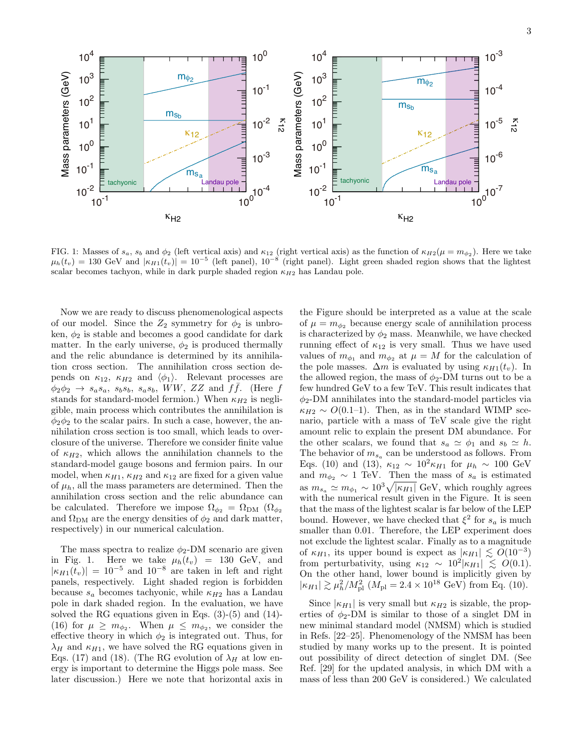FIG. 1: Masses of $s_a$, $s_b$ and $\phi_2$ (left vertical axis) and $\kappa_{12}$ (right vertical axis) as the function of $\kappa_{H2}(\mu = m_{\phi_2})$. Here we take $\mu_h(t_v) = 130$ GeV and $|\kappa_{H1}(t_v)| = 10^{-5}$ (left panel), $10^{-8}$ (right panel). Light green shaded region shows that the lightest scalar becomes tachyon, while in dark purple shaded region $\kappa_{H2}$ has Landau pole.

Now we are ready to discuss phenomenological aspects of our model. Since the $Z_2$ symmetry for $\phi_2$ is unbroken, $\phi_2$ is stable and becomes a good candidate for dark matter. In the early universe, $\phi_2$ is produced thermally and the relic abundance is determined by its annihilation cross section. The annihilation cross section depends on $\kappa_{12}$, $\kappa_{H2}$ and $\langle\phi_1\rangle$. Relevant processes are $\phi_2\phi_2 \to s_a s_a$, $s_b s_b$, $s_a s_b$, $WW$, $ZZ$ and $f\bar{f}$. (Here $f$ stands for standard-model fermion.) When $\kappa_{H2}$ is negligible, main process which contributes the annihilation is $\phi_2\phi_2$ to the scalar pairs. In such a case, however, the annihilation cross section is too small, which leads to overclosure of the universe. Therefore we consider finite value of $\kappa_{H2}$, which allows the annihilation channels to the standard-model gauge bosons and fermion pairs. In our model, when $\kappa_{H1}$, $\kappa_{H2}$ and $\kappa_{12}$ are fixed for a given value of $\mu_h$, all the mass parameters are determined. Then the annihilation cross section and the relic abundance can be calculated. Therefore we impose $\Omega_{\phi_2} = \Omega_{\rm DM}$ ($\Omega_{\phi_2}$ and $\Omega_{\rm DM}$ are the energy densities of $\phi_2$ and dark matter, respectively) in our numerical calculation.

The mass spectra to realize $\phi_2$-DM scenario are given in Fig. 1. Here we take $\mu_h(t_v) = 130$ GeV, and $|\kappa_{H1}(t_v)| = 10^{-5}$ and $10^{-8}$ are taken in left and right panels, respectively. Light shaded region is forbidden because $s_a$ becomes tachyonic, while $\kappa_{H2}$ has a Landau pole in dark shaded region. In the evaluation, we have solved the RG equations given in Eqs. (3)-(5) and (14)-(16) for $\mu \geq m_{\phi_2}$. When $\mu \leq m_{\phi_2}$, we consider the effective theory in which $\phi_2$ is integrated out. Thus, for $\lambda_H$ and $\kappa_{H1}$, we have solved the RG equations given in Eqs. (17) and (18). (The RG evolution of $\lambda_H$ at low energy is important to determine the Higgs pole mass. See later discussion.) Here we note that horizontal axis in the Figure should be interpreted as a value at the scale of $\mu = m_{\phi_2}$ because energy scale of annihilation process is characterized by $\phi_2$ mass. Meanwhile, we have checked running effect of $\kappa_{12}$ is very small. Thus we have used values of $m_{\phi_1}$ and $m_{\phi_2}$ at $\mu = M$ for the calculation of the pole masses. $\Delta m$ is evaluated by using $\kappa_{H1}(t_v)$. In the allowed region, the mass of $\phi_2$-DM turns out to be a few hundred GeV to a few TeV. This result indicates that $\phi_2$-DM annihilates into the standard-model particles via $\kappa_{H2} \sim O(0.1$–$1)$. Then, as in the standard WIMP scenario, particle with a mass of TeV scale give the right amount relic to explain the present DM abundance. For the other scalars, we found that $s_a \simeq \phi_1$ and $s_b \simeq h$. The behavior of $m_{s_a}$ can be understood as follows. From Eqs. (10) and (13), $\kappa_{12} \sim 10^2\kappa_{H1}$ for $\mu_h \sim 100$ GeV and $m_{\phi_2} \sim 1$ TeV. Then the mass of $s_a$ is estimated as $m_{s_a} \simeq m_{\phi_1} \sim 10^3\sqrt{|\kappa_{H1}|}$ GeV, which roughly agrees with the numerical result given in the Figure. It is seen that the mass of the lightest scalar is far below of the LEP bound. However, we have checked that $\xi^2$ for $s_a$ is much smaller than 0.01. Therefore, the LEP experiment does not exclude the lightest scalar. Finally as to a magnitude of $\kappa_{H1}$, its upper bound is expect as $|\kappa_{H1}| \lesssim O(10^{-3})$ from perturbativity, using $\kappa_{12} \sim 10^2|\kappa_{H1}| \lesssim O(0.1)$. On the other hand, lower bound is implicitly given by $|\kappa_{H1}| \gtrsim \mu_h^2/M_{\rm pl}^2$ ($M_{\rm pl} = 2.4 \times 10^{18}$ GeV) from Eq. (10).

Since $|\kappa_{H1}|$ is very small but $\kappa_{H2}$ is sizable, the properties of $\phi_2$-DM is similar to those of a singlet DM in new minimal standard model (NMSM) which is studied in Refs. [22–25]. Phenomenology of the NMSM has been studied by many works up to the present. It is pointed out possibility of direct detection of singlet DM. (See Ref. [29] for the updated analysis, in which DM with a mass of less than 200 GeV is considered.) We calculated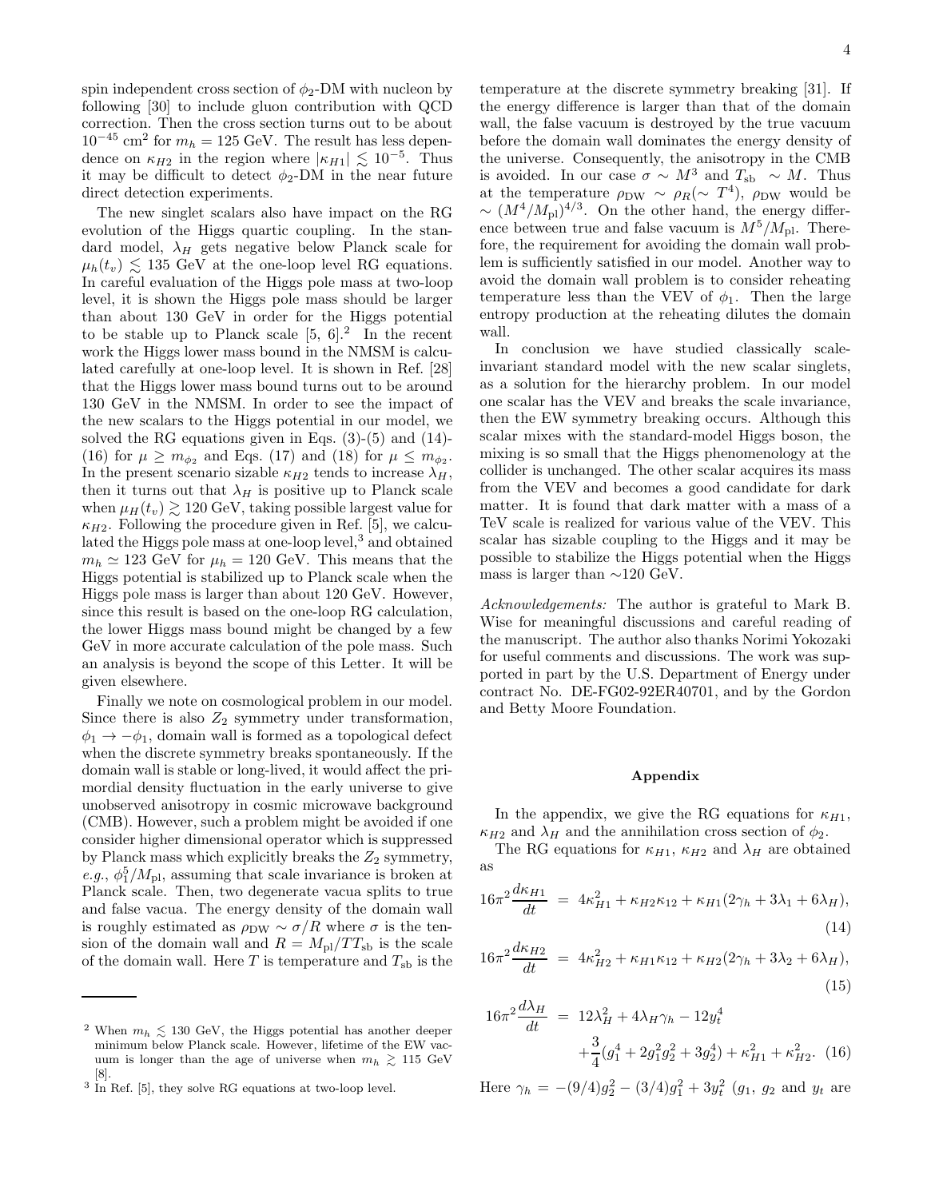spin independent cross section of $\phi_2$-DM with nucleon by following [30] to include gluon contribution with QCD correction. Then the cross section turns out to be about $10^{-45}$ cm$^2$ for $m_h = 125$ GeV. The result has less dependence on $\kappa_{H2}$ in the region where $|\kappa_{H1}| \lesssim 10^{-5}$. Thus it may be difficult to detect $\phi_2$-DM in the near future direct detection experiments.

The new singlet scalars also have impact on the RG evolution of the Higgs quartic coupling. In the standard model, $\lambda_H$ gets negative below Planck scale for $\mu_h(t_v) \lesssim 135$ GeV at the one-loop level RG equations. In careful evaluation of the Higgs pole mass at two-loop level, it is shown the Higgs pole mass should be larger than about 130 GeV in order for the Higgs potential to be stable up to Planck scale [5, 6].[2] In the recent work the Higgs lower mass bound in the NMSM is calculated carefully at one-loop level. It is shown in Ref. [28] that the Higgs lower mass bound turns out to be around 130 GeV in the NMSM. In order to see the impact of the new scalars to the Higgs potential in our model, we solved the RG equations given in Eqs. (3)-(5) and (14)-(16) for $\mu \geq m_{\phi_2}$ and Eqs. (17) and (18) for $\mu \leq m_{\phi_2}$. In the present scenario sizable $\kappa_{H2}$ tends to increase $\lambda_H$, then it turns out that $\lambda_H$ is positive up to Planck scale when $\mu_H(t_v) \gtrsim 120$ GeV, taking possible largest value for $\kappa_{H2}$. Following the procedure given in Ref. [5], we calculated the Higgs pole mass at one-loop level,[3] and obtained $m_h \simeq 123$ GeV for $\mu_h = 120$ GeV. This means that the Higgs potential is stabilized up to Planck scale when the Higgs pole mass is larger than about 120 GeV. However, since this result is based on the one-loop RG calculation, the lower Higgs mass bound might be changed by a few GeV in more accurate calculation of the pole mass. Such an analysis is beyond the scope of this Letter. It will be given elsewhere.

Finally we note on cosmological problem in our model. Since there is also $Z_2$ symmetry under transformation, $\phi_1 \to -\phi_1$, domain wall is formed as a topological defect when the discrete symmetry breaks spontaneously. If the domain wall is stable or long-lived, it would affect the primordial density fluctuation in the early universe to give unobserved anisotropy in cosmic microwave background (CMB). However, such a problem might be avoided if one consider higher dimensional operator which is suppressed by Planck mass which explicitly breaks the $Z_2$ symmetry, *e.g.*, $\phi_1^5/M_{\rm pl}$, assuming that scale invariance is broken at Planck scale. Then, two degenerate vacua splits to true and false vacua. The energy density of the domain wall is roughly estimated as $\rho_{\rm DW} \sim \sigma/R$ where $\sigma$ is the tension of the domain wall and $R = M_{\rm pl}/T T_{\rm sb}$ is the scale of the domain wall. Here $T$ is temperature and $T_{\rm sb}$ is the temperature at the discrete symmetry breaking [31]. If the energy difference is larger than that of the domain wall, the false vacuum is destroyed by the true vacuum before the domain wall dominates the energy density of the universe. Consequently, the anisotropy in the CMB is avoided. In our case $\sigma \sim M^3$ and $T_{\rm sb} \sim M$. Thus at the temperature $\rho_{\rm DW} \sim \rho_R (\sim T^4)$, $\rho_{\rm DW}$ would be $\sim (M^4/M_{\rm pl})^{4/3}$. On the other hand, the energy difference between true and false vacuum is $M^5/M_{\rm pl}$. Therefore, the requirement for avoiding the domain wall problem is sufficiently satisfied in our model. Another way to avoid the domain wall problem is to consider reheating temperature less than the VEV of $\phi_1$. Then the large entropy production at the reheating dilutes the domain wall.

In conclusion we have studied classically scale-invariant standard model with the new scalar singlets, as a solution for the hierarchy problem. In our model one scalar has the VEV and breaks the scale invariance, then the EW symmetry breaking occurs. Although this scalar mixes with the standard-model Higgs boson, the mixing is so small that the Higgs phenomenology at the collider is unchanged. The other scalar acquires its mass from the VEV and becomes a good candidate for dark matter. It is found that dark matter with a mass of a TeV scale is realized for various value of the VEV. This scalar has sizable coupling to the Higgs and it may be possible to stabilize the Higgs potential when the Higgs mass is larger than $\sim$120 GeV.

*Acknowledgements:* The author is grateful to Mark B. Wise for meaningful discussions and careful reading of the manuscript. The author also thanks Norimi Yokozaki for useful comments and discussions. The work was supported in part by the U.S. Department of Energy under contract No. DE-FG02-92ER40701, and by the Gordon and Betty Moore Foundation.

## Appendix

In the appendix, we give the RG equations for $\kappa_{H1}$, $\kappa_{H2}$ and $\lambda_H$ and the annihilation cross section of $\phi_2$.

The RG equations for $\kappa_{H1}$, $\kappa_{H2}$ and $\lambda_H$ are obtained as

$$16\pi^2 \frac{d\kappa_{H1}}{dt} = 4\kappa_{H1}^2 + \kappa_{H2}\kappa_{12} + \kappa_{H1}(2\gamma_h + 3\lambda_1 + 6\lambda_H), \tag{14}$$

$$16\pi^2 \frac{d\kappa_{H2}}{dt} = 4\kappa_{H2}^2 + \kappa_{H1}\kappa_{12} + \kappa_{H2}(2\gamma_h + 3\lambda_2 + 6\lambda_H), \tag{15}$$

$$16\pi^2 \frac{d\lambda_H}{dt} = 12\lambda_H^2 + 4\lambda_H\gamma_h - 12y_t^4 + \frac{3}{4}(g_1^4 + 2g_1^2 g_2^2 + 3g_2^4) + \kappa_{H1}^2 + \kappa_{H2}^2. \tag{16}$$

Here $\gamma_h = -(9/4)g_2^2 - (3/4)g_1^2 + 3y_t^2$ ($g_1$, $g_2$ and $y_t$ are

---

[2] When $m_h \lesssim 130$ GeV, the Higgs potential has another deeper minimum below Planck scale. However, lifetime of the EW vacuum is longer than the age of universe when $m_h \gtrsim 115$ GeV [8].

[3] In Ref. [5], they solve RG equations at two-loop level.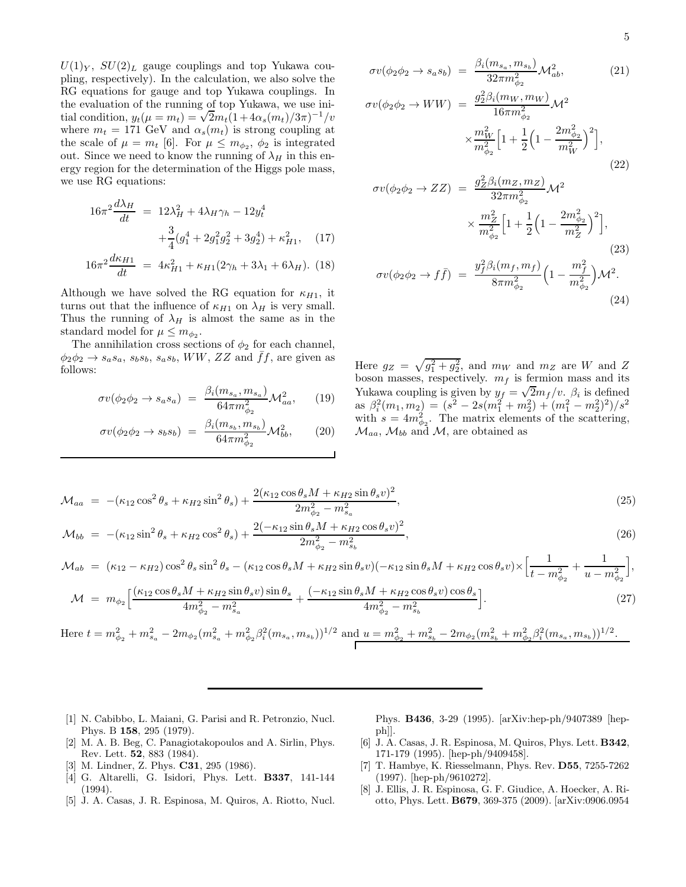$U(1)_Y$, $SU(2)_L$ gauge couplings and top Yukawa coupling, respectively). In the calculation, we also solve the RG equations for gauge and top Yukawa couplings. In the evaluation of the running of top Yukawa, we use initial condition, $y_t(\mu = m_t) = \sqrt{2} m_t (1 + 4\alpha_s(m_t)/3\pi)^{-1}/v$ where $m_t = 171$ GeV and $\alpha_s(m_t)$ is strong coupling at the scale of $\mu = m_t$ [6]. For $\mu \le m_{\phi_2}$, $\phi_2$ is integrated out. Since we need to know the running of $\lambda_H$ in this energy region for the determination of the Higgs pole mass, we use RG equations:

$$
\begin{aligned}
16\pi^2 \frac{d\lambda_H}{dt} &= 12\lambda_H^2 + 4\lambda_H \gamma_h - 12 y_t^4 \\
&\quad + \frac{3}{4}(g_1^4 + 2g_1^2 g_2^2 + 3g_2^4) + \kappa_{H1}^2, \quad (17)\\
16\pi^2 \frac{d\kappa_{H1}}{dt} &= 4\kappa_{H1}^2 + \kappa_{H1}(2\gamma_h + 3\lambda_1 + 6\lambda_H). \quad (18)
\end{aligned}
$$

Although we have solved the RG equation for $\kappa_{H1}$, it turns out that the influence of running of $\kappa_{H1}$ on $\lambda_H$ is very small. Thus the running of $\lambda_H$ is almost the same as in the standard model for $\mu \le m_{\phi_2}$.

The annihilation cross sections of $\phi_2$ for each channel, $\phi_2\phi_2 \to s_a s_a$, $s_b s_b$, $s_a s_b$, $WW$, $ZZ$ and $\bar{f}f$, are given as follows:

$$
\sigma v(\phi_2\phi_2 \to s_a s_a) = \frac{\beta_i(m_{s_a}, m_{s_a})}{64\pi m_{\phi_2}^2}\mathcal{M}_{aa}^2, \quad (19)
$$

$$
\sigma v(\phi_2\phi_2 \to s_b s_b) = \frac{\beta_i(m_{s_b}, m_{s_b})}{64\pi m_{\phi_2}^2}\mathcal{M}_{bb}^2, \quad (20)
$$

$$
\sigma v(\phi_2\phi_2 \to s_a s_b) = \frac{\beta_i(m_{s_a}, m_{s_b})}{32\pi m_{\phi_2}^2}\mathcal{M}_{ab}^2, \quad (21)
$$

$$
\sigma v(\phi_2\phi_2 \to WW) = \frac{g_2^2 \beta_i(m_W, m_W)}{16\pi m_{\phi_2}^2}\mathcal{M}^2 \times \frac{m_W^2}{m_{\phi_2}^2}\Big[1 + \frac{1}{2}\Big(1 - \frac{2m_{\phi_2}^2}{m_W^2}\Big)^2\Big], \quad (22)
$$

$$
\sigma v(\phi_2\phi_2 \to ZZ) = \frac{g_Z^2 \beta_i(m_Z, m_Z)}{32\pi m_{\phi_2}^2}\mathcal{M}^2 \times \frac{m_Z^2}{m_{\phi_2}^2}\Big[1 + \frac{1}{2}\Big(1 - \frac{2m_{\phi_2}^2}{m_Z^2}\Big)^2\Big], \quad (23)
$$

$$
\sigma v(\phi_2\phi_2 \to f\bar{f}) = \frac{y_f^2 \beta_i(m_f, m_f)}{8\pi m_{\phi_2}^2}\Big(1 - \frac{m_f^2}{m_{\phi_2}^2}\Big)\mathcal{M}^2. \quad (24)
$$

Here $g_Z = \sqrt{g_1^2 + g_2^2}$, and $m_W$ and $m_Z$ are $W$ and $Z$ boson masses, respectively. $m_f$ is fermion mass and its Yukawa coupling is given by $y_f = \sqrt{2} m_f / v$. $\beta_i$ is defined as $\beta_i^2(m_1, m_2) = (s^2 - 2s(m_1^2 + m_2^2) + (m_1^2 - m_2^2)^2)/s^2$ with $s = 4m_{\phi_2}^2$. The matrix elements of the scattering, $\mathcal{M}_{aa}$, $\mathcal{M}_{bb}$ and $\mathcal{M}$, are obtained as

$$
\mathcal{M}_{aa} = -(\kappa_{12}\cos^2\theta_s + \kappa_{H2}\sin^2\theta_s) + \frac{2(\kappa_{12}\cos\theta_s M + \kappa_{H2}\sin\theta_s v)^2}{2m_{\phi_2}^2 - m_{s_a}^2}, \quad (25)
$$

$$
\mathcal{M}_{bb} = -(\kappa_{12}\sin^2\theta_s + \kappa_{H2}\cos^2\theta_s) + \frac{2(-\kappa_{12}\sin\theta_s M + \kappa_{H2}\cos\theta_s v)^2}{2m_{\phi_2}^2 - m_{s_b}^2}, \quad (26)
$$

$$
\begin{aligned}
\mathcal{M}_{ab} &= (\kappa_{12} - \kappa_{H2})\cos^2\theta_s \sin^2\theta_s - (\kappa_{12}\cos\theta_s M + \kappa_{H2}\sin\theta_s v)(-\kappa_{12}\sin\theta_s M + \kappa_{H2}\cos\theta_s v) \times \Big[\frac{1}{t - m_{\phi_2}^2} + \frac{1}{u - m_{\phi_2}^2}\Big], \\
\mathcal{M} &= m_{\phi_2}\Big[\frac{(\kappa_{12}\cos\theta_s M + \kappa_{H2}\sin\theta_s v)\sin\theta_s}{4m_{\phi_2}^2 - m_{s_a}^2} + \frac{(-\kappa_{12}\sin\theta_s M + \kappa_{H2}\cos\theta_s v)\cos\theta_s}{4m_{\phi_2}^2 - m_{s_b}^2}\Big]. \quad (27)
\end{aligned}
$$

Here $t = m_{\phi_2}^2 + m_{s_a}^2 - 2m_{\phi_2}(m_{s_a}^2 + m_{\phi_2}^2\beta_i^2(m_{s_a}, m_{s_b}))^{1/2}$ and $u = m_{\phi_2}^2 + m_{s_b}^2 - 2m_{\phi_2}(m_{s_b}^2 + m_{\phi_2}^2\beta_i^2(m_{s_a}, m_{s_b}))^{1/2}$.

---

[1] N. Cabibbo, L. Maiani, G. Parisi and R. Petronzio, Nucl. Phys. B **158**, 295 (1979).

[2] M. A. B. Beg, C. Panagiotakopoulos and A. Sirlin, Phys. Rev. Lett. **52**, 883 (1984).

[3] M. Lindner, Z. Phys. **C31**, 295 (1986).

[4] G. Altarelli, G. Isidori, Phys. Lett. **B337**, 141-144 (1994).

[5] J. A. Casas, J. R. Espinosa, M. Quiros, A. Riotto, Nucl. Phys. **B436**, 3-29 (1995). [arXiv:hep-ph/9407389 [hep-ph]].

[6] J. A. Casas, J. R. Espinosa, M. Quiros, Phys. Lett. **B342**, 171-179 (1995). [hep-ph/9409458].

[7] T. Hambye, K. Riesselmann, Phys. Rev. **D55**, 7255-7262 (1997). [hep-ph/9610272].

[8] J. Ellis, J. R. Espinosa, G. F. Giudice, A. Hoecker, A. Riotto, Phys. Lett. **B679**, 369-375 (2009). [arXiv:0906.0954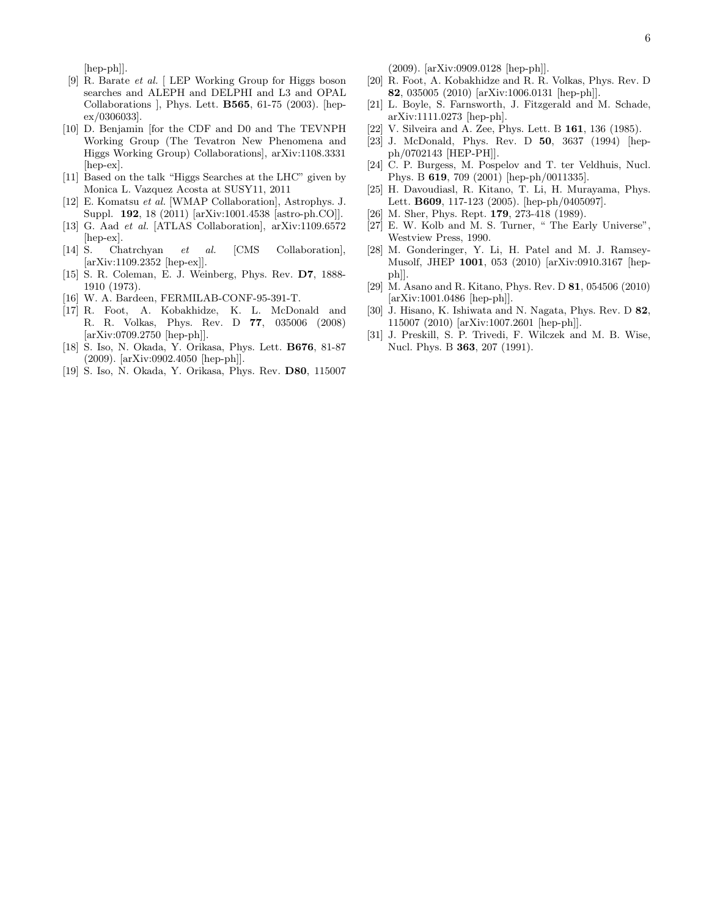[hep-ph]].

[9] R. Barate *et al.* [ LEP Working Group for Higgs boson searches and ALEPH and DELPHI and L3 and OPAL Collaborations ], Phys. Lett. **B565**, 61-75 (2003). [hep-ex/0306033].

[10] D. Benjamin [for the CDF and D0 and The TEVNPH Working Group (The Tevatron New Phenomena and Higgs Working Group) Collaborations], arXiv:1108.3331 [hep-ex].

[11] Based on the talk "Higgs Searches at the LHC" given by Monica L. Vazquez Acosta at SUSY11, 2011

[12] E. Komatsu *et al.* [WMAP Collaboration], Astrophys. J. Suppl. **192**, 18 (2011) [arXiv:1001.4538 [astro-ph.CO]].

[13] G. Aad *et al.* [ATLAS Collaboration], arXiv:1109.6572 [hep-ex].

[14] S. Chatrchyan *et al.* [CMS Collaboration], [arXiv:1109.2352 [hep-ex]].

[15] S. R. Coleman, E. J. Weinberg, Phys. Rev. **D7**, 1888-1910 (1973).

[16] W. A. Bardeen, FERMILAB-CONF-95-391-T.

[17] R. Foot, A. Kobakhidze, K. L. McDonald and R. R. Volkas, Phys. Rev. D **77**, 035006 (2008) [arXiv:0709.2750 [hep-ph]].

[18] S. Iso, N. Okada, Y. Orikasa, Phys. Lett. **B676**, 81-87 (2009). [arXiv:0902.4050 [hep-ph]].

[19] S. Iso, N. Okada, Y. Orikasa, Phys. Rev. **D80**, 115007 (2009). [arXiv:0909.0128 [hep-ph]].

[20] R. Foot, A. Kobakhidze and R. R. Volkas, Phys. Rev. D **82**, 035005 (2010) [arXiv:1006.0131 [hep-ph]].

[21] L. Boyle, S. Farnsworth, J. Fitzgerald and M. Schade, arXiv:1111.0273 [hep-ph].

[22] V. Silveira and A. Zee, Phys. Lett. B **161**, 136 (1985).

[23] J. McDonald, Phys. Rev. D **50**, 3637 (1994) [hep-ph/0702143 [HEP-PH]].

[24] C. P. Burgess, M. Pospelov and T. ter Veldhuis, Nucl. Phys. B **619**, 709 (2001) [hep-ph/0011335].

[25] H. Davoudiasl, R. Kitano, T. Li, H. Murayama, Phys. Lett. **B609**, 117-123 (2005). [hep-ph/0405097].

[26] M. Sher, Phys. Rept. **179**, 273-418 (1989).

[27] E. W. Kolb and M. S. Turner, " The Early Universe", Westview Press, 1990.

[28] M. Gonderinger, Y. Li, H. Patel and M. J. Ramsey-Musolf, JHEP **1001**, 053 (2010) [arXiv:0910.3167 [hep-ph]].

[29] M. Asano and R. Kitano, Phys. Rev. D **81**, 054506 (2010) [arXiv:1001.0486 [hep-ph]].

[30] J. Hisano, K. Ishiwata and N. Nagata, Phys. Rev. D **82**, 115007 (2010) [arXiv:1007.2601 [hep-ph]].

[31] J. Preskill, S. P. Trivedi, F. Wilczek and M. B. Wise, Nucl. Phys. B **363**, 207 (1991).